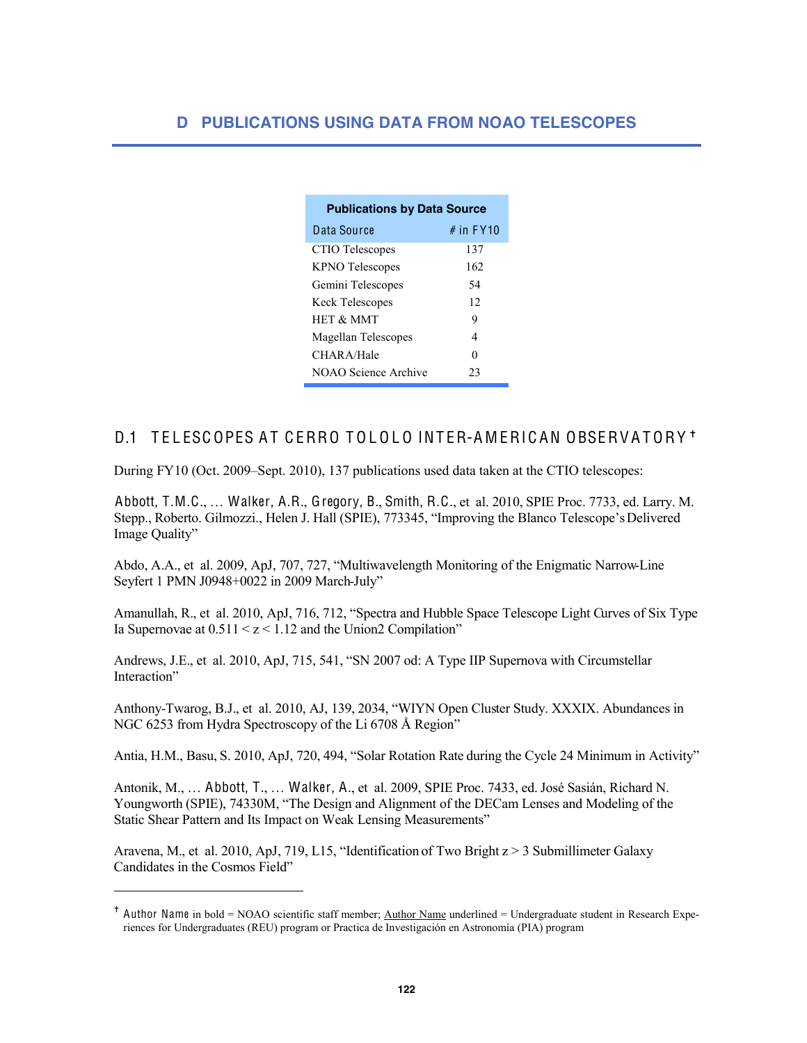# D PUBLICATIONS USING DATA FROM NOAO TELESCOPES

| **Publications by Data Source** | |
|---|---|
| Data Source | # in FY10 |
| CTIO Telescopes | 137 |
| KPNO Telescopes | 162 |
| Gemini Telescopes | 54 |
| Keck Telescopes | 12 |
| HET & MMT | 9 |
| Magellan Telescopes | 4 |
| CHARA/Hale | 0 |
| NOAO Science Archive | 23 |

## D.1 TELESCOPES AT CERRO TOLOLO INTER-AMERICAN OBSERVATORY[†]

During FY10 (Oct. 2009–Sept. 2010), 137 publications used data taken at the CTIO telescopes:

**Abbott, T.M.C.**, … **Walker, A.R.**, **Gregory, B.**, **Smith, R.C.**, et al. 2010, SPIE Proc. 7733, ed. Larry. M. Stepp., Roberto. Gilmozzi., Helen J. Hall (SPIE), 773345, "Improving the Blanco Telescope's Delivered Image Quality"

Abdo, A.A., et al. 2009, ApJ, 707, 727, "Multiwavelength Monitoring of the Enigmatic Narrow-Line Seyfert 1 PMN J0948+0022 in 2009 March-July"

Amanullah, R., et al. 2010, ApJ, 716, 712, "Spectra and Hubble Space Telescope Light Curves of Six Type Ia Supernovae at 0.511 < z < 1.12 and the Union2 Compilation"

Andrews, J.E., et al. 2010, ApJ, 715, 541, "SN 2007 od: A Type IIP Supernova with Circumstellar Interaction"

Anthony-Twarog, B.J., et al. 2010, AJ, 139, 2034, "WIYN Open Cluster Study. XXXIX. Abundances in NGC 6253 from Hydra Spectroscopy of the Li 6708 Å Region"

Antia, H.M., Basu, S. 2010, ApJ, 720, 494, "Solar Rotation Rate during the Cycle 24 Minimum in Activity"

Antonik, M., … **Abbott, T.**, … **Walker, A.**, et al. 2009, SPIE Proc. 7433, ed. José Sasián, Richard N. Youngworth (SPIE), 74330M, "The Design and Alignment of the DECam Lenses and Modeling of the Static Shear Pattern and Its Impact on Weak Lensing Measurements"

Aravena, M., et al. 2010, ApJ, 719, L15, "Identification of Two Bright z > 3 Submillimeter Galaxy Candidates in the Cosmos Field"

---

[†] **Author Name** in bold = NOAO scientific staff member; <u>Author Name</u> underlined = Undergraduate student in Research Experiences for Undergraduates (REU) program or Practica de Investigación en Astronomía (PIA) program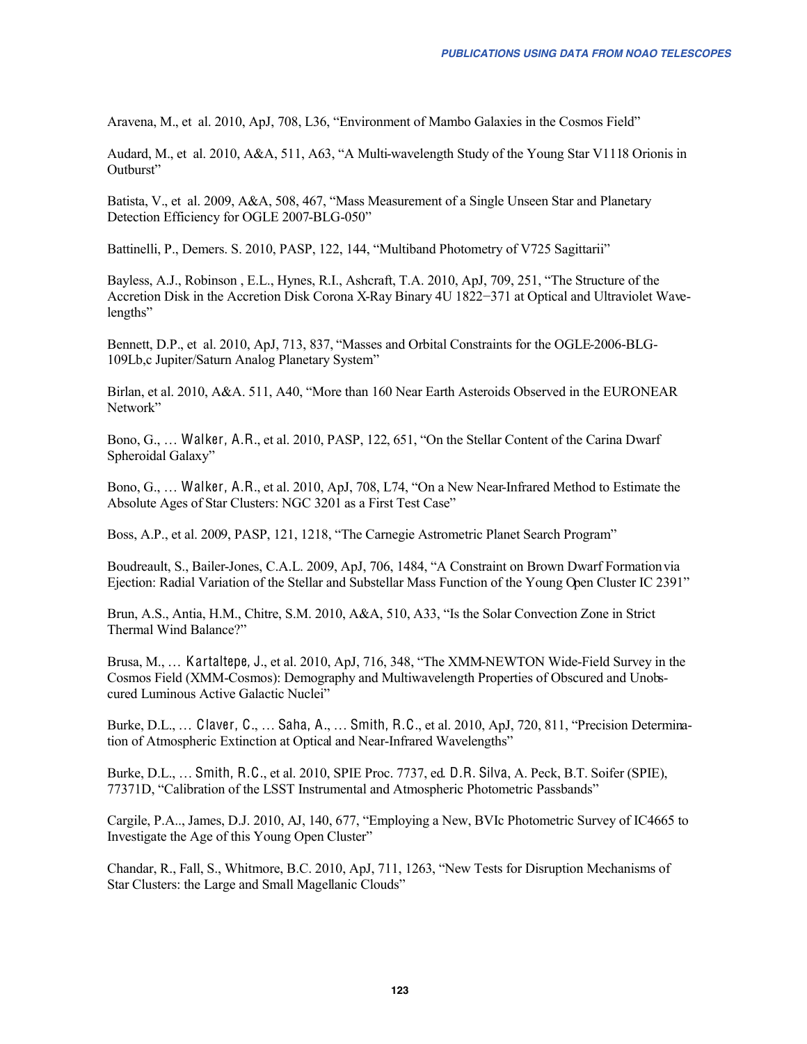Aravena, M., et al. 2010, ApJ, 708, L36, "Environment of Mambo Galaxies in the Cosmos Field"

Audard, M., et al. 2010, A&A, 511, A63, "A Multi-wavelength Study of the Young Star V1118 Orionis in Outburst"

Batista, V., et al. 2009, A&A, 508, 467, "Mass Measurement of a Single Unseen Star and Planetary Detection Efficiency for OGLE 2007-BLG-050"

Battinelli, P., Demers. S. 2010, PASP, 122, 144, "Multiband Photometry of V725 Sagittarii"

Bayless, A.J., Robinson , E.L., Hynes, R.I., Ashcraft, T.A. 2010, ApJ, 709, 251, "The Structure of the Accretion Disk in the Accretion Disk Corona X-Ray Binary 4U 1822−371 at Optical and Ultraviolet Wavelengths"

Bennett, D.P., et al. 2010, ApJ, 713, 837, "Masses and Orbital Constraints for the OGLE-2006-BLG-109Lb,c Jupiter/Saturn Analog Planetary System"

Birlan, et al. 2010, A&A. 511, A40, "More than 160 Near Earth Asteroids Observed in the EURONEAR Network"

Bono, G., … Walker, A.R., et al. 2010, PASP, 122, 651, "On the Stellar Content of the Carina Dwarf Spheroidal Galaxy"

Bono, G., … Walker, A.R., et al. 2010, ApJ, 708, L74, "On a New Near-Infrared Method to Estimate the Absolute Ages of Star Clusters: NGC 3201 as a First Test Case"

Boss, A.P., et al. 2009, PASP, 121, 1218, "The Carnegie Astrometric Planet Search Program"

Boudreault, S., Bailer-Jones, C.A.L. 2009, ApJ, 706, 1484, "A Constraint on Brown Dwarf Formation via Ejection: Radial Variation of the Stellar and Substellar Mass Function of the Young Open Cluster IC 2391"

Brun, A.S., Antia, H.M., Chitre, S.M. 2010, A&A, 510, A33, "Is the Solar Convection Zone in Strict Thermal Wind Balance?"

Brusa, M., … Kartaltepe, J., et al. 2010, ApJ, 716, 348, "The XMM-NEWTON Wide-Field Survey in the Cosmos Field (XMM-Cosmos): Demography and Multiwavelength Properties of Obscured and Unobscured Luminous Active Galactic Nuclei"

Burke, D.L., … Claver, C., … Saha, A., … Smith, R.C., et al. 2010, ApJ, 720, 811, "Precision Determination of Atmospheric Extinction at Optical and Near-Infrared Wavelengths"

Burke, D.L., … Smith, R.C., et al. 2010, SPIE Proc. 7737, ed. D.R. Silva, A. Peck, B.T. Soifer (SPIE), 77371D, "Calibration of the LSST Instrumental and Atmospheric Photometric Passbands"

Cargile, P.A.., James, D.J. 2010, AJ, 140, 677, "Employing a New, BVIc Photometric Survey of IC4665 to Investigate the Age of this Young Open Cluster"

Chandar, R., Fall, S., Whitmore, B.C. 2010, ApJ, 711, 1263, "New Tests for Disruption Mechanisms of Star Clusters: the Large and Small Magellanic Clouds"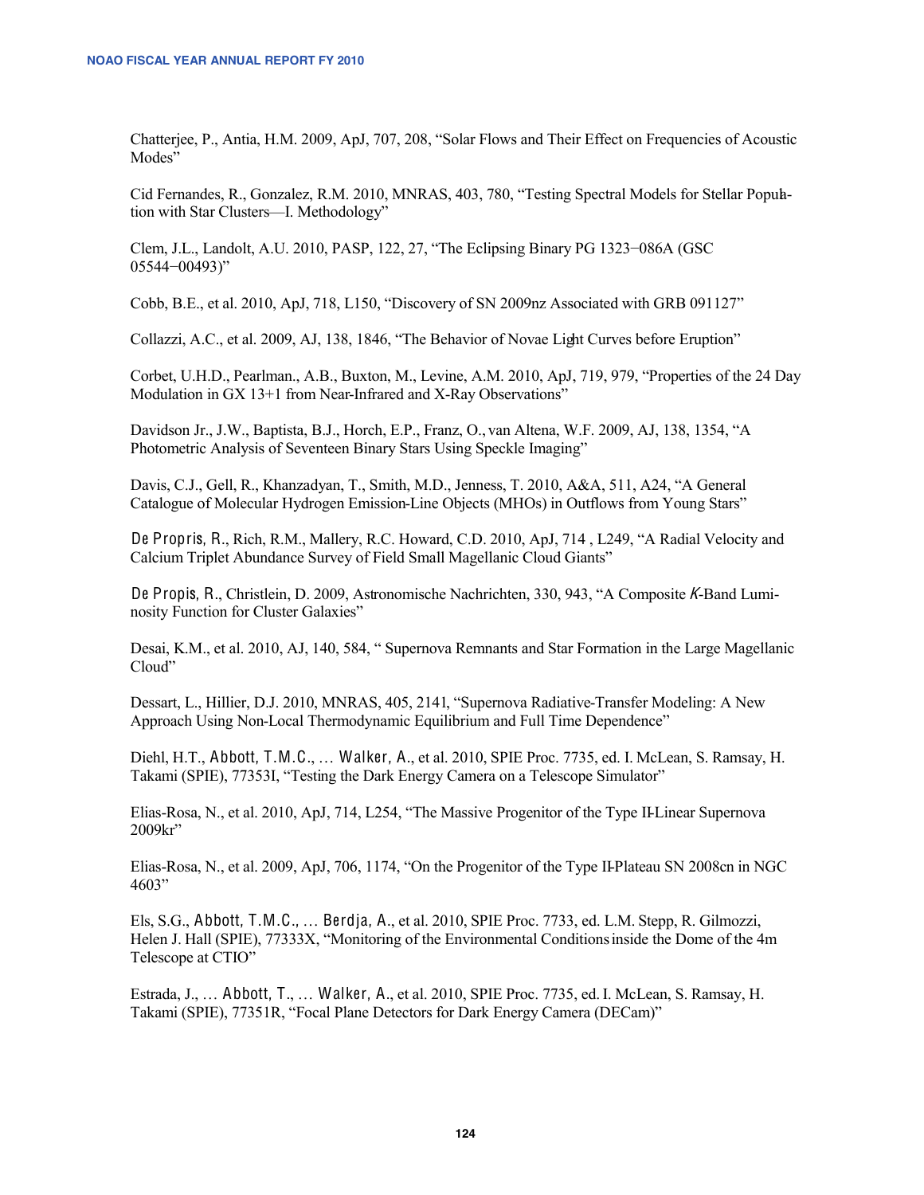Chatterjee, P., Antia, H.M. 2009, ApJ, 707, 208, “Solar Flows and Their Effect on Frequencies of Acoustic Modes”

Cid Fernandes, R., Gonzalez, R.M. 2010, MNRAS, 403, 780, “Testing Spectral Models for Stellar Population with Star Clusters—I. Methodology”

Clem, J.L., Landolt, A.U. 2010, PASP, 122, 27, “The Eclipsing Binary PG 1323−086A (GSC 05544−00493)”

Cobb, B.E., et al. 2010, ApJ, 718, L150, “Discovery of SN 2009nz Associated with GRB 091127”

Collazzi, A.C., et al. 2009, AJ, 138, 1846, “The Behavior of Novae Light Curves before Eruption”

Corbet, U.H.D., Pearlman., A.B., Buxton, M., Levine, A.M. 2010, ApJ, 719, 979, “Properties of the 24 Day Modulation in GX 13+1 from Near-Infrared and X-Ray Observations”

Davidson Jr., J.W., Baptista, B.J., Horch, E.P., Franz, O., van Altena, W.F. 2009, AJ, 138, 1354, “A Photometric Analysis of Seventeen Binary Stars Using Speckle Imaging”

Davis, C.J., Gell, R., Khanzadyan, T., Smith, M.D., Jenness, T. 2010, A&A, 511, A24, “A General Catalogue of Molecular Hydrogen Emission-Line Objects (MHOs) in Outflows from Young Stars”

De Propris, R., Rich, R.M., Mallery, R.C. Howard, C.D. 2010, ApJ, 714 , L249, “A Radial Velocity and Calcium Triplet Abundance Survey of Field Small Magellanic Cloud Giants”

De Propis, R., Christlein, D. 2009, Astronomische Nachrichten, 330, 943, “A Composite *K*-Band Luminosity Function for Cluster Galaxies”

Desai, K.M., et al. 2010, AJ, 140, 584, “ Supernova Remnants and Star Formation in the Large Magellanic Cloud”

Dessart, L., Hillier, D.J. 2010, MNRAS, 405, 2141, “Supernova Radiative-Transfer Modeling: A New Approach Using Non-Local Thermodynamic Equilibrium and Full Time Dependence”

Diehl, H.T., Abbott, T.M.C., … Walker, A., et al. 2010, SPIE Proc. 7735, ed. I. McLean, S. Ramsay, H. Takami (SPIE), 77353I, “Testing the Dark Energy Camera on a Telescope Simulator”

Elias-Rosa, N., et al. 2010, ApJ, 714, L254, “The Massive Progenitor of the Type II-Linear Supernova 2009kr”

Elias-Rosa, N., et al. 2009, ApJ, 706, 1174, “On the Progenitor of the Type II-Plateau SN 2008cn in NGC 4603”

Els, S.G., Abbott, T.M.C., … Berdja, A., et al. 2010, SPIE Proc. 7733, ed. L.M. Stepp, R. Gilmozzi, Helen J. Hall (SPIE), 77333X, “Monitoring of the Environmental Conditions inside the Dome of the 4m Telescope at CTIO”

Estrada, J., … Abbott, T., … Walker, A., et al. 2010, SPIE Proc. 7735, ed. I. McLean, S. Ramsay, H. Takami (SPIE), 77351R, “Focal Plane Detectors for Dark Energy Camera (DECam)”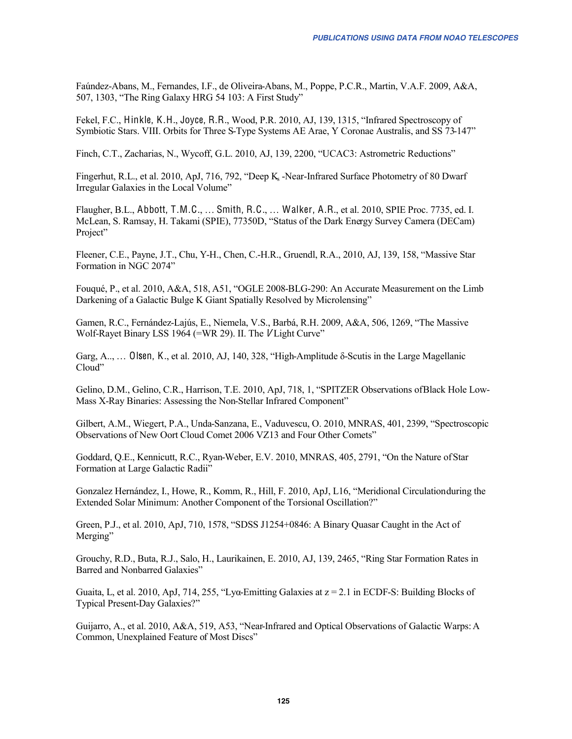Faúndez-Abans, M., Fernandes, I.F., de Oliveira-Abans, M., Poppe, P.C.R., Martin, V.A.F. 2009, A&A, 507, 1303, "The Ring Galaxy HRG 54 103: A First Study"

Fekel, F.C., Hinkle, K.H., Joyce, R.R., Wood, P.R. 2010, AJ, 139, 1315, "Infrared Spectroscopy of Symbiotic Stars. VIII. Orbits for Three S-Type Systems AE Arae, Y Coronae Australis, and SS 73-147"

Finch, C.T., Zacharias, N., Wycoff, G.L. 2010, AJ, 139, 2200, "UCAC3: Astrometric Reductions"

Fingerhut, R.L., et al. 2010, ApJ, 716, 792, "Deep $K_s$ -Near-Infrared Surface Photometry of 80 Dwarf Irregular Galaxies in the Local Volume"

Flaugher, B.L., Abbott, T.M.C., … Smith, R.C., … Walker, A.R., et al. 2010, SPIE Proc. 7735, ed. I. McLean, S. Ramsay, H. Takami (SPIE), 77350D, "Status of the Dark Energy Survey Camera (DECam) Project"

Fleener, C.E., Payne, J.T., Chu, Y-H., Chen, C.-H.R., Gruendl, R.A., 2010, AJ, 139, 158, "Massive Star Formation in NGC 2074"

Fouqué, P., et al. 2010, A&A, 518, A51, "OGLE 2008-BLG-290: An Accurate Measurement on the Limb Darkening of a Galactic Bulge K Giant Spatially Resolved by Microlensing"

Gamen, R.C., Fernández-Lajús, E., Niemela, V.S., Barbá, R.H. 2009, A&A, 506, 1269, "The Massive Wolf-Rayet Binary LSS 1964 (=WR 29). II. The *V* Light Curve"

Garg, A.., … Olsen, K., et al. 2010, AJ, 140, 328, "High-Amplitude δ-Scutis in the Large Magellanic Cloud"

Gelino, D.M., Gelino, C.R., Harrison, T.E. 2010, ApJ, 718, 1, "SPITZER Observations of Black Hole Low-Mass X-Ray Binaries: Assessing the Non-Stellar Infrared Component"

Gilbert, A.M., Wiegert, P.A., Unda-Sanzana, E., Vaduvescu, O. 2010, MNRAS, 401, 2399, "Spectroscopic Observations of New Oort Cloud Comet 2006 VZ13 and Four Other Comets"

Goddard, Q.E., Kennicutt, R.C., Ryan-Weber, E.V. 2010, MNRAS, 405, 2791, "On the Nature of Star Formation at Large Galactic Radii"

Gonzalez Hernández, I., Howe, R., Komm, R., Hill, F. 2010, ApJ, L16, "Meridional Circulation during the Extended Solar Minimum: Another Component of the Torsional Oscillation?"

Green, P.J., et al. 2010, ApJ, 710, 1578, "SDSS J1254+0846: A Binary Quasar Caught in the Act of Merging"

Grouchy, R.D., Buta, R.J., Salo, H., Laurikainen, E. 2010, AJ, 139, 2465, "Ring Star Formation Rates in Barred and Nonbarred Galaxies"

Guaita, L, et al. 2010, ApJ, 714, 255, "Lyα-Emitting Galaxies at z = 2.1 in ECDF-S: Building Blocks of Typical Present-Day Galaxies?"

Guijarro, A., et al. 2010, A&A, 519, A53, "Near-Infrared and Optical Observations of Galactic Warps: A Common, Unexplained Feature of Most Discs"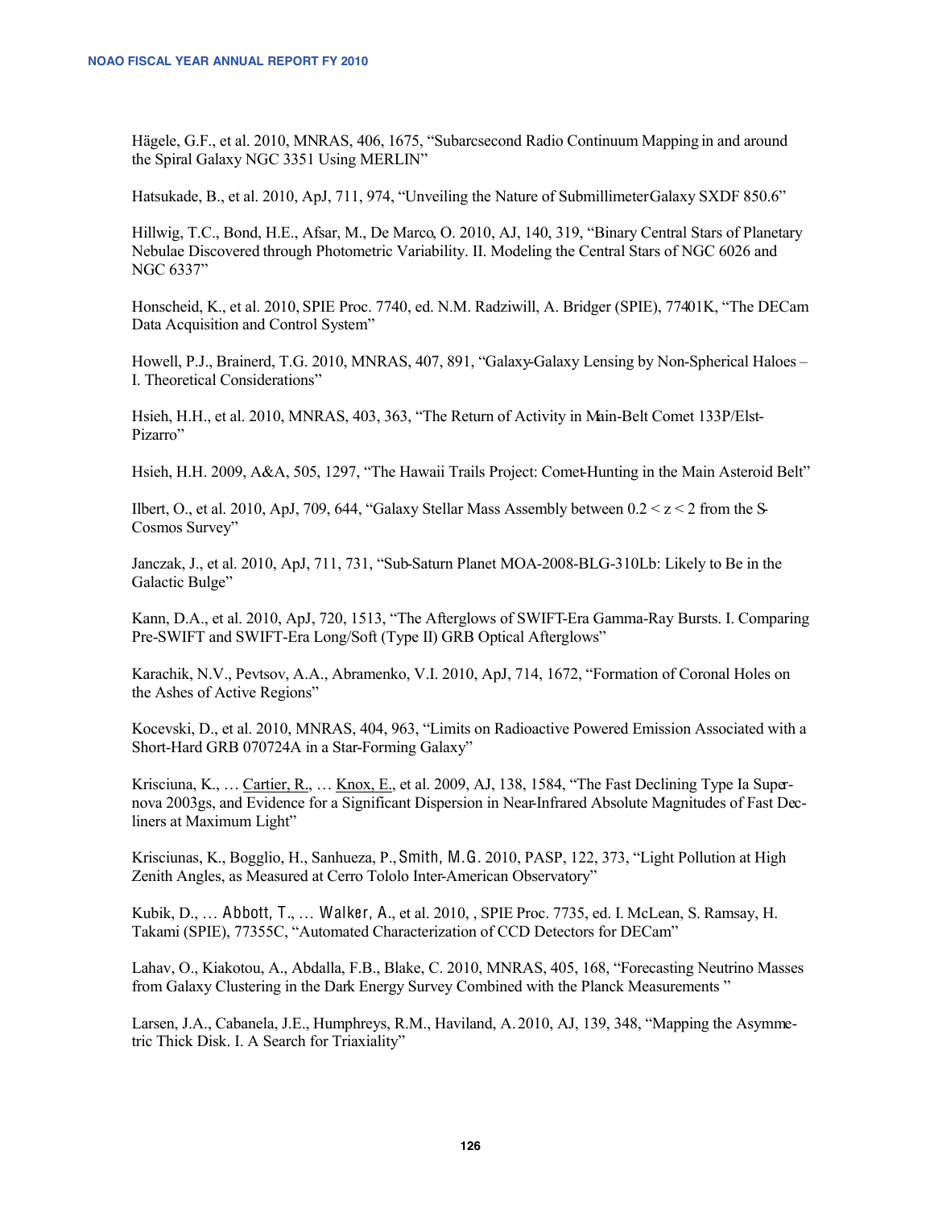Hägele, G.F., et al. 2010, MNRAS, 406, 1675, "Subarcsecond Radio Continuum Mapping in and around the Spiral Galaxy NGC 3351 Using MERLIN"

Hatsukade, B., et al. 2010, ApJ, 711, 974, "Unveiling the Nature of Submillimeter Galaxy SXDF 850.6"

Hillwig, T.C., Bond, H.E., Afsar, M., De Marco, O. 2010, AJ, 140, 319, "Binary Central Stars of Planetary Nebulae Discovered through Photometric Variability. II. Modeling the Central Stars of NGC 6026 and NGC 6337"

Honscheid, K., et al. 2010, SPIE Proc. 7740, ed. N.M. Radziwill, A. Bridger (SPIE), 77401K, "The DECam Data Acquisition and Control System"

Howell, P.J., Brainerd, T.G. 2010, MNRAS, 407, 891, "Galaxy-Galaxy Lensing by Non-Spherical Haloes – I. Theoretical Considerations"

Hsieh, H.H., et al. 2010, MNRAS, 403, 363, "The Return of Activity in Main-Belt Comet 133P/Elst-Pizarro"

Hsieh, H.H. 2009, A&A, 505, 1297, "The Hawaii Trails Project: Comet-Hunting in the Main Asteroid Belt"

Ilbert, O., et al. 2010, ApJ, 709, 644, "Galaxy Stellar Mass Assembly between $0.2 < z < 2$ from the S-Cosmos Survey"

Janczak, J., et al. 2010, ApJ, 711, 731, "Sub-Saturn Planet MOA-2008-BLG-310Lb: Likely to Be in the Galactic Bulge"

Kann, D.A., et al. 2010, ApJ, 720, 1513, "The Afterglows of SWIFT-Era Gamma-Ray Bursts. I. Comparing Pre-SWIFT and SWIFT-Era Long/Soft (Type II) GRB Optical Afterglows"

Karachik, N.V., Pevtsov, A.A., Abramenko, V.I. 2010, ApJ, 714, 1672, "Formation of Coronal Holes on the Ashes of Active Regions"

Kocevski, D., et al. 2010, MNRAS, 404, 963, "Limits on Radioactive Powered Emission Associated with a Short-Hard GRB 070724A in a Star-Forming Galaxy"

Krisciuna, K., … Cartier, R., … Knox, E., et al. 2009, AJ, 138, 1584, "The Fast Declining Type Ia Supernova 2003gs, and Evidence for a Significant Dispersion in Near-Infrared Absolute Magnitudes of Fast Decliners at Maximum Light"

Krisciunas, K., Bogglio, H., Sanhueza, P., Smith, M.G. 2010, PASP, 122, 373, "Light Pollution at High Zenith Angles, as Measured at Cerro Tololo Inter-American Observatory"

Kubik, D., … Abbott, T., … Walker, A., et al. 2010, , SPIE Proc. 7735, ed. I. McLean, S. Ramsay, H. Takami (SPIE), 77355C, "Automated Characterization of CCD Detectors for DECam"

Lahav, O., Kiakotou, A., Abdalla, F.B., Blake, C. 2010, MNRAS, 405, 168, "Forecasting Neutrino Masses from Galaxy Clustering in the Dark Energy Survey Combined with the Planck Measurements "

Larsen, J.A., Cabanela, J.E., Humphreys, R.M., Haviland, A. 2010, AJ, 139, 348, "Mapping the Asymmetric Thick Disk. I. A Search for Triaxiality"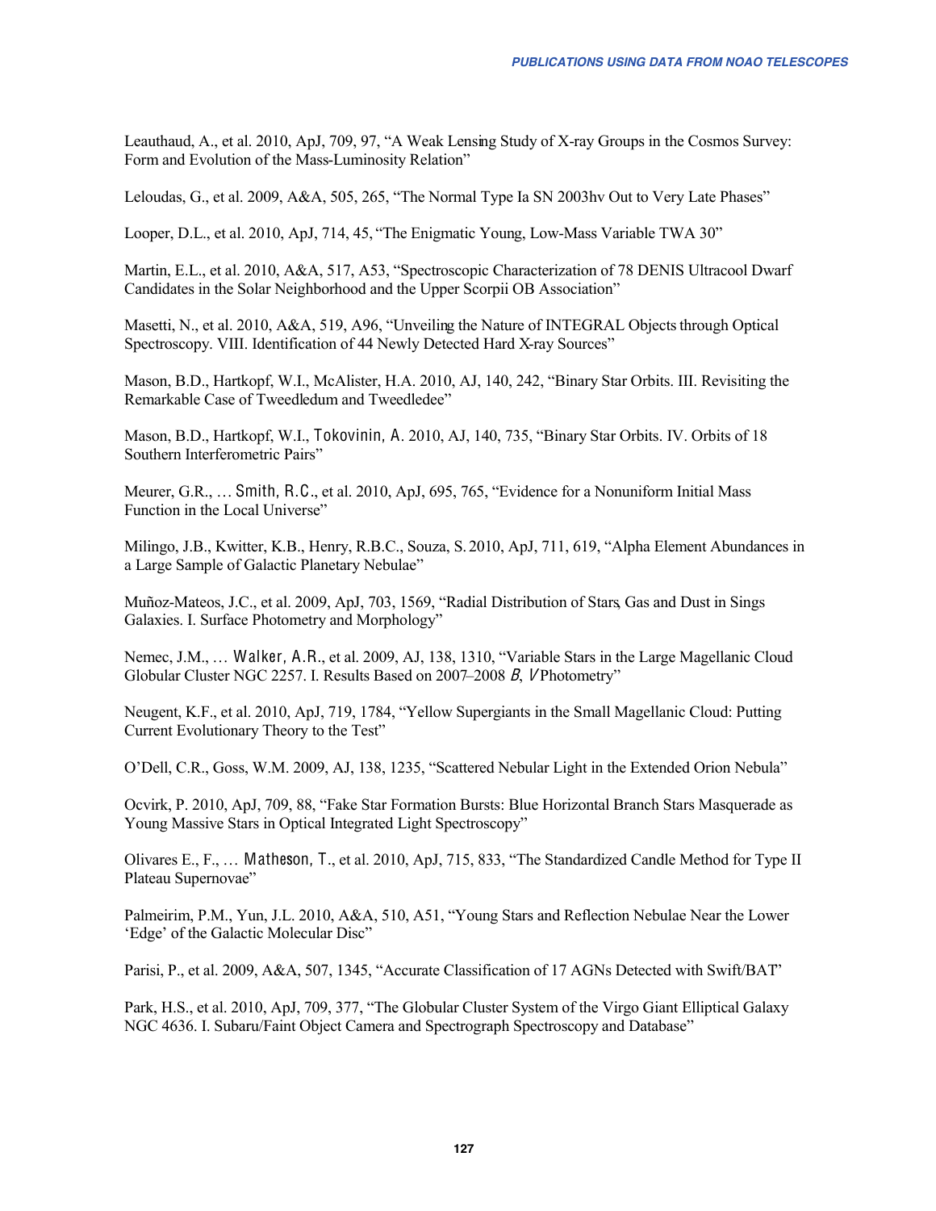Leauthaud, A., et al. 2010, ApJ, 709, 97, "A Weak Lensing Study of X-ray Groups in the Cosmos Survey: Form and Evolution of the Mass-Luminosity Relation"

Leloudas, G., et al. 2009, A&A, 505, 265, "The Normal Type Ia SN 2003hv Out to Very Late Phases"

Looper, D.L., et al. 2010, ApJ, 714, 45, "The Enigmatic Young, Low-Mass Variable TWA 30"

Martin, E.L., et al. 2010, A&A, 517, A53, "Spectroscopic Characterization of 78 DENIS Ultracool Dwarf Candidates in the Solar Neighborhood and the Upper Scorpii OB Association"

Masetti, N., et al. 2010, A&A, 519, A96, "Unveiling the Nature of INTEGRAL Objects through Optical Spectroscopy. VIII. Identification of 44 Newly Detected Hard X-ray Sources"

Mason, B.D., Hartkopf, W.I., McAlister, H.A. 2010, AJ, 140, 242, "Binary Star Orbits. III. Revisiting the Remarkable Case of Tweedledum and Tweedledee"

Mason, B.D., Hartkopf, W.I., Tokovinin, A. 2010, AJ, 140, 735, "Binary Star Orbits. IV. Orbits of 18 Southern Interferometric Pairs"

Meurer, G.R., … Smith, R.C., et al. 2010, ApJ, 695, 765, "Evidence for a Nonuniform Initial Mass Function in the Local Universe"

Milingo, J.B., Kwitter, K.B., Henry, R.B.C., Souza, S. 2010, ApJ, 711, 619, "Alpha Element Abundances in a Large Sample of Galactic Planetary Nebulae"

Muñoz-Mateos, J.C., et al. 2009, ApJ, 703, 1569, "Radial Distribution of Stars, Gas and Dust in Sings Galaxies. I. Surface Photometry and Morphology"

Nemec, J.M., … Walker, A.R., et al. 2009, AJ, 138, 1310, "Variable Stars in the Large Magellanic Cloud Globular Cluster NGC 2257. I. Results Based on 2007–2008 *B*, *V* Photometry"

Neugent, K.F., et al. 2010, ApJ, 719, 1784, "Yellow Supergiants in the Small Magellanic Cloud: Putting Current Evolutionary Theory to the Test"

O'Dell, C.R., Goss, W.M. 2009, AJ, 138, 1235, "Scattered Nebular Light in the Extended Orion Nebula"

Ocvirk, P. 2010, ApJ, 709, 88, "Fake Star Formation Bursts: Blue Horizontal Branch Stars Masquerade as Young Massive Stars in Optical Integrated Light Spectroscopy"

Olivares E., F., … Matheson, T., et al. 2010, ApJ, 715, 833, "The Standardized Candle Method for Type II Plateau Supernovae"

Palmeirim, P.M., Yun, J.L. 2010, A&A, 510, A51, "Young Stars and Reflection Nebulae Near the Lower 'Edge' of the Galactic Molecular Disc"

Parisi, P., et al. 2009, A&A, 507, 1345, "Accurate Classification of 17 AGNs Detected with Swift/BAT"

Park, H.S., et al. 2010, ApJ, 709, 377, "The Globular Cluster System of the Virgo Giant Elliptical Galaxy NGC 4636. I. Subaru/Faint Object Camera and Spectrograph Spectroscopy and Database"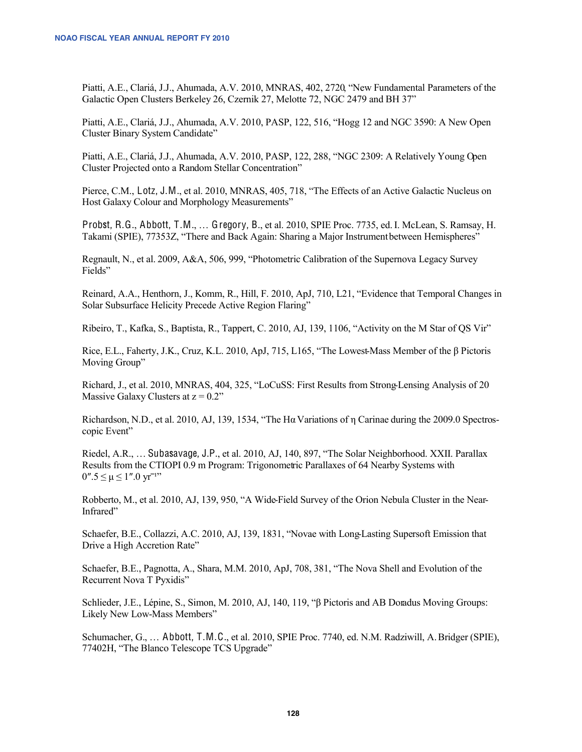Piatti, A.E., Clariá, J.J., Ahumada, A.V. 2010, MNRAS, 402, 2720, "New Fundamental Parameters of the Galactic Open Clusters Berkeley 26, Czernik 27, Melotte 72, NGC 2479 and BH 37"

Piatti, A.E., Clariá, J.J., Ahumada, A.V. 2010, PASP, 122, 516, "Hogg 12 and NGC 3590: A New Open Cluster Binary System Candidate"

Piatti, A.E., Clariá, J.J., Ahumada, A.V. 2010, PASP, 122, 288, "NGC 2309: A Relatively Young Open Cluster Projected onto a Random Stellar Concentration"

Pierce, C.M., Lotz, J.M., et al. 2010, MNRAS, 405, 718, "The Effects of an Active Galactic Nucleus on Host Galaxy Colour and Morphology Measurements"

Probst, R.G., Abbott, T.M., … Gregory, B., et al. 2010, SPIE Proc. 7735, ed. I. McLean, S. Ramsay, H. Takami (SPIE), 77353Z, "There and Back Again: Sharing a Major Instrument between Hemispheres"

Regnault, N., et al. 2009, A&A, 506, 999, "Photometric Calibration of the Supernova Legacy Survey Fields"

Reinard, A.A., Henthorn, J., Komm, R., Hill, F. 2010, ApJ, 710, L21, "Evidence that Temporal Changes in Solar Subsurface Helicity Precede Active Region Flaring"

Ribeiro, T., Kafka, S., Baptista, R., Tappert, C. 2010, AJ, 139, 1106, "Activity on the M Star of QS Vir"

Rice, E.L., Faherty, J.K., Cruz, K.L. 2010, ApJ, 715, L165, "The Lowest-Mass Member of the β Pictoris Moving Group"

Richard, J., et al. 2010, MNRAS, 404, 325, "LoCuSS: First Results from Strong-Lensing Analysis of 20 Massive Galaxy Clusters at $z = 0.2$"

Richardson, N.D., et al. 2010, AJ, 139, 1534, "The Hα Variations of η Carinae during the 2009.0 Spectroscopic Event"

Riedel, A.R., … Subasavage, J.P., et al. 2010, AJ, 140, 897, "The Solar Neighborhood. XXII. Parallax Results from the CTIOPI 0.9 m Program: Trigonometric Parallaxes of 64 Nearby Systems with $0''.5 \leq \mu \leq 1''.0$ yr$^{-1}$"

Robberto, M., et al. 2010, AJ, 139, 950, "A Wide-Field Survey of the Orion Nebula Cluster in the Near-Infrared"

Schaefer, B.E., Collazzi, A.C. 2010, AJ, 139, 1831, "Novae with Long-Lasting Supersoft Emission that Drive a High Accretion Rate"

Schaefer, B.E., Pagnotta, A., Shara, M.M. 2010, ApJ, 708, 381, "The Nova Shell and Evolution of the Recurrent Nova T Pyxidis"

Schlieder, J.E., Lépine, S., Simon, M. 2010, AJ, 140, 119, "β Pictoris and AB Doradus Moving Groups: Likely New Low-Mass Members"

Schumacher, G., … Abbott, T.M.C., et al. 2010, SPIE Proc. 7740, ed. N.M. Radziwill, A. Bridger (SPIE), 77402H, "The Blanco Telescope TCS Upgrade"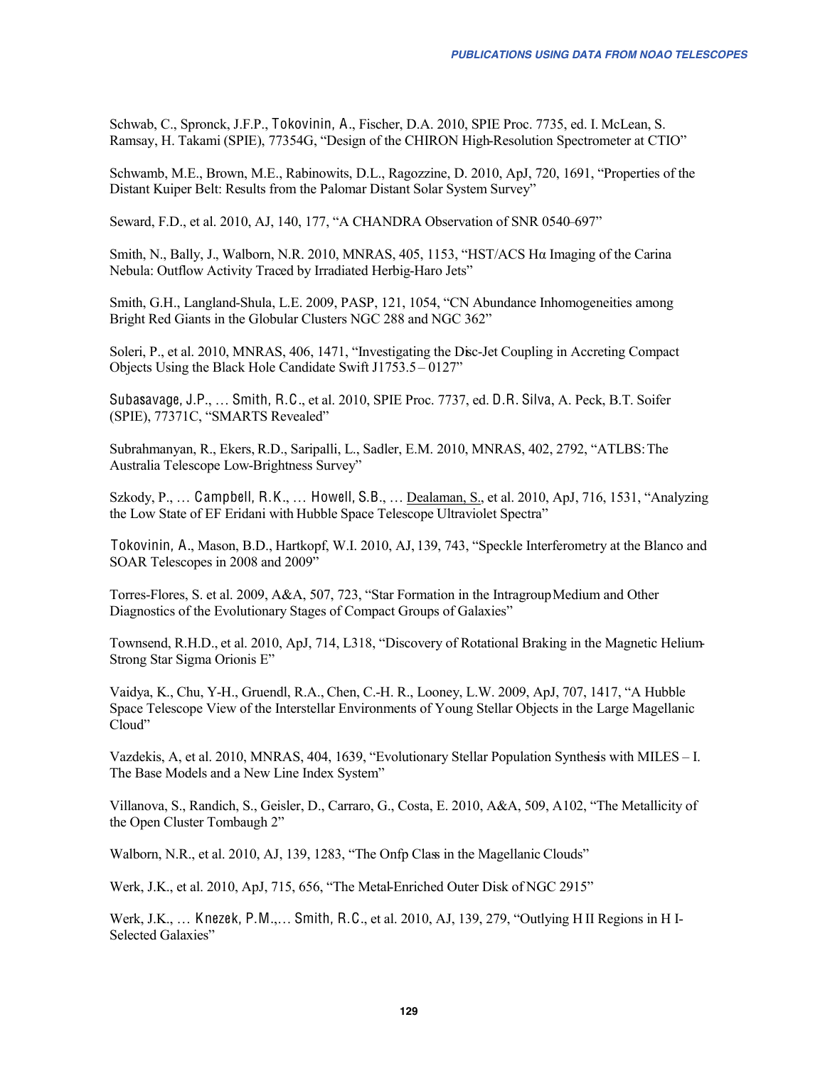Schwab, C., Spronck, J.F.P., Tokovinin, A., Fischer, D.A. 2010, SPIE Proc. 7735, ed. I. McLean, S. Ramsay, H. Takami (SPIE), 77354G, "Design of the CHIRON High-Resolution Spectrometer at CTIO"

Schwamb, M.E., Brown, M.E., Rabinowits, D.L., Ragozzine, D. 2010, ApJ, 720, 1691, "Properties of the Distant Kuiper Belt: Results from the Palomar Distant Solar System Survey"

Seward, F.D., et al. 2010, AJ, 140, 177, "A CHANDRA Observation of SNR 0540-697"

Smith, N., Bally, J., Walborn, N.R. 2010, MNRAS, 405, 1153, "HST/ACS Hα Imaging of the Carina Nebula: Outflow Activity Traced by Irradiated Herbig-Haro Jets"

Smith, G.H., Langland-Shula, L.E. 2009, PASP, 121, 1054, "CN Abundance Inhomogeneities among Bright Red Giants in the Globular Clusters NGC 288 and NGC 362"

Soleri, P., et al. 2010, MNRAS, 406, 1471, "Investigating the Disc-Jet Coupling in Accreting Compact Objects Using the Black Hole Candidate Swift J1753.5 – 0127"

Subasavage, J.P., … Smith, R.C., et al. 2010, SPIE Proc. 7737, ed. D.R. Silva, A. Peck, B.T. Soifer (SPIE), 77371C, "SMARTS Revealed"

Subrahmanyan, R., Ekers, R.D., Saripalli, L., Sadler, E.M. 2010, MNRAS, 402, 2792, "ATLBS: The Australia Telescope Low-Brightness Survey"

Szkody, P., … Campbell, R.K., … Howell, S.B., … Dealaman, S., et al. 2010, ApJ, 716, 1531, "Analyzing the Low State of EF Eridani with Hubble Space Telescope Ultraviolet Spectra"

Tokovinin, A., Mason, B.D., Hartkopf, W.I. 2010, AJ, 139, 743, "Speckle Interferometry at the Blanco and SOAR Telescopes in 2008 and 2009"

Torres-Flores, S. et al. 2009, A&A, 507, 723, "Star Formation in the Intragroup Medium and Other Diagnostics of the Evolutionary Stages of Compact Groups of Galaxies"

Townsend, R.H.D., et al. 2010, ApJ, 714, L318, "Discovery of Rotational Braking in the Magnetic Helium-Strong Star Sigma Orionis E"

Vaidya, K., Chu, Y-H., Gruendl, R.A., Chen, C.-H. R., Looney, L.W. 2009, ApJ, 707, 1417, "A Hubble Space Telescope View of the Interstellar Environments of Young Stellar Objects in the Large Magellanic Cloud"

Vazdekis, A, et al. 2010, MNRAS, 404, 1639, "Evolutionary Stellar Population Synthesis with MILES – I. The Base Models and a New Line Index System"

Villanova, S., Randich, S., Geisler, D., Carraro, G., Costa, E. 2010, A&A, 509, A102, "The Metallicity of the Open Cluster Tombaugh 2"

Walborn, N.R., et al. 2010, AJ, 139, 1283, "The Onfp Class in the Magellanic Clouds"

Werk, J.K., et al. 2010, ApJ, 715, 656, "The Metal-Enriched Outer Disk of NGC 2915"

Werk, J.K., … Knezek, P.M.,… Smith, R.C., et al. 2010, AJ, 139, 279, "Outlying H II Regions in H I-Selected Galaxies"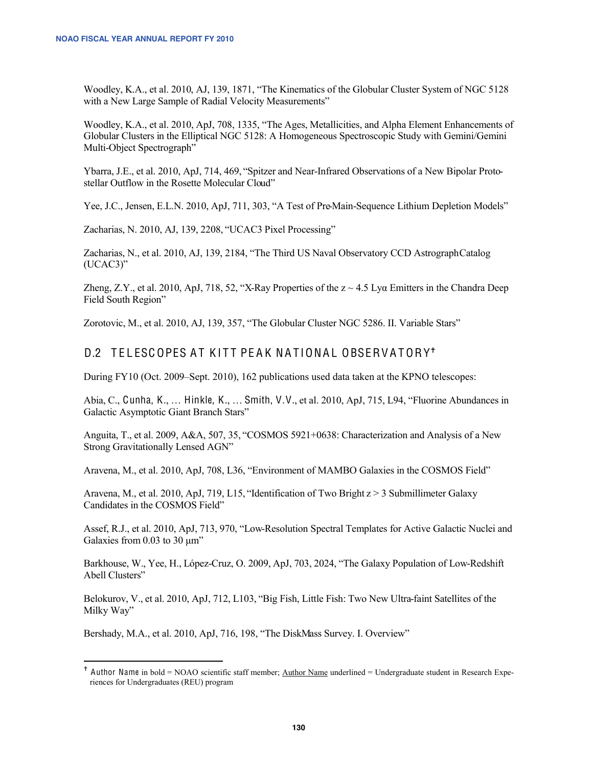Woodley, K.A., et al. 2010, AJ, 139, 1871, "The Kinematics of the Globular Cluster System of NGC 5128 with a New Large Sample of Radial Velocity Measurements"

Woodley, K.A., et al. 2010, ApJ, 708, 1335, "The Ages, Metallicities, and Alpha Element Enhancements of Globular Clusters in the Elliptical NGC 5128: A Homogeneous Spectroscopic Study with Gemini/Gemini Multi-Object Spectrograph"

Ybarra, J.E., et al. 2010, ApJ, 714, 469, "Spitzer and Near-Infrared Observations of a New Bipolar Protostellar Outflow in the Rosette Molecular Cloud"

Yee, J.C., Jensen, E.L.N. 2010, ApJ, 711, 303, "A Test of Pre-Main-Sequence Lithium Depletion Models"

Zacharias, N. 2010, AJ, 139, 2208, "UCAC3 Pixel Processing"

Zacharias, N., et al. 2010, AJ, 139, 2184, "The Third US Naval Observatory CCD Astrograph Catalog (UCAC3)"

Zheng, Z.Y., et al. 2010, ApJ, 718, 52, "X-Ray Properties of the z ~ 4.5 Lyα Emitters in the Chandra Deep Field South Region"

Zorotovic, M., et al. 2010, AJ, 139, 357, "The Globular Cluster NGC 5286. II. Variable Stars"

## D.2 TELESCOPES AT KITT PEAK NATIONAL OBSERVATORY†

During FY10 (Oct. 2009–Sept. 2010), 162 publications used data taken at the KPNO telescopes:

Abia, C., **Cunha, K.**, … **Hinkle, K.**, … **Smith, V.V.**, et al. 2010, ApJ, 715, L94, "Fluorine Abundances in Galactic Asymptotic Giant Branch Stars"

Anguita, T., et al. 2009, A&A, 507, 35, "COSMOS 5921+0638: Characterization and Analysis of a New Strong Gravitationally Lensed AGN"

Aravena, M., et al. 2010, ApJ, 708, L36, "Environment of MAMBO Galaxies in the COSMOS Field"

Aravena, M., et al. 2010, ApJ, 719, L15, "Identification of Two Bright z > 3 Submillimeter Galaxy Candidates in the COSMOS Field"

Assef, R.J., et al. 2010, ApJ, 713, 970, "Low-Resolution Spectral Templates for Active Galactic Nuclei and Galaxies from 0.03 to 30 μm"

Barkhouse, W., Yee, H., López-Cruz, O. 2009, ApJ, 703, 2024, "The Galaxy Population of Low-Redshift Abell Clusters"

Belokurov, V., et al. 2010, ApJ, 712, L103, "Big Fish, Little Fish: Two New Ultra-faint Satellites of the Milky Way"

Bershady, M.A., et al. 2010, ApJ, 716, 198, "The DiskMass Survey. I. Overview"

---

† **Author Name** in bold = NOAO scientific staff member; Author Name underlined = Undergraduate student in Research Experiences for Undergraduates (REU) program